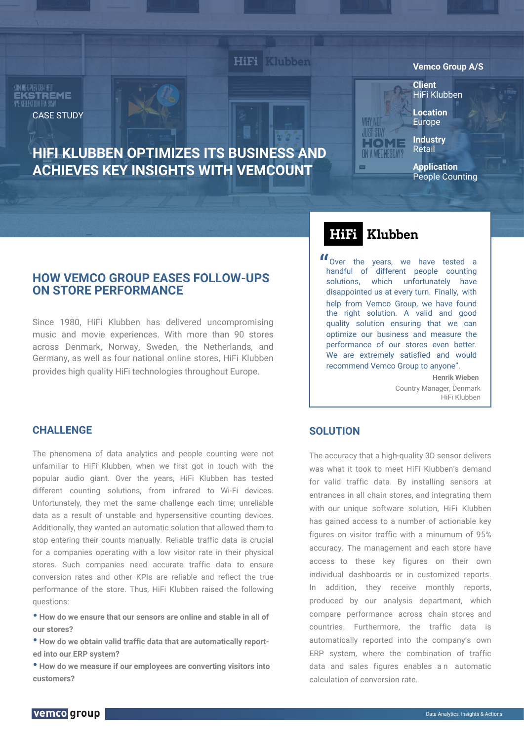CASE STUDY

# HIFI KLUBBEN OPTIMIZES ITS BUSINESS AND ACHIEVES KEY INSIGHTS WITH VEMCOUNT

**Vemco Group A/S**

**Client**
HiFi Klubben

**Location**
Europe

**Industry**
Retail

**Application**
People Counting

## HOW VEMCO GROUP EASES FOLLOW-UPS ON STORE PERFORMANCE

Since 1980, HiFi Klubben has delivered uncompromising music and movie experiences. With more than 90 stores across Denmark, Norway, Sweden, the Netherlands, and Germany, as well as four national online stores, HiFi Klubben provides high quality HiFi technologies throughout Europe.

**HiFi Klubben**

"Over the years, we have tested a handful of different people counting solutions, which unfortunately have disappointed us at every turn. Finally, with help from Vemco Group, we have found the right solution. A valid and good quality solution ensuring that we can optimize our business and measure the performance of our stores even better. We are extremely satisfied and would recommend Vemco Group to anyone".

**Henrik Wieben**
Country Manager, Denmark
HiFi Klubben

## CHALLENGE

The phenomena of data analytics and people counting were not unfamiliar to HiFi Klubben, when we first got in touch with the popular audio giant. Over the years, HiFi Klubben has tested different counting solutions, from infrared to Wi-Fi devices. Unfortunately, they met the same challenge each time; unreliable data as a result of unstable and hypersensitive counting devices. Additionally, they wanted an automatic solution that allowed them to stop entering their counts manually. Reliable traffic data is crucial for a companies operating with a low visitor rate in their physical stores. Such companies need accurate traffic data to ensure conversion rates and other KPIs are reliable and reflect the true performance of the store. Thus, HiFi Klubben raised the following questions:

- **How do we ensure that our sensors are online and stable in all of our stores?**
- **How do we obtain valid traffic data that are automatically reported into our ERP system?**
- **How do we measure if our employees are converting visitors into customers?**

## SOLUTION

The accuracy that a high-quality 3D sensor delivers was what it took to meet HiFi Klubben's demand for valid traffic data. By installing sensors at entrances in all chain stores, and integrating them with our unique software solution, HiFi Klubben has gained access to a number of actionable key figures on visitor traffic with a minumum of 95% accuracy. The management and each store have access to these key figures on their own individual dashboards or in customized reports. In addition, they receive monthly reports, produced by our analysis department, which compare performance across chain stores and countries. Furthermore, the traffic data is automatically reported into the company's own ERP system, where the combination of traffic data and sales figures enables an automatic calculation of conversion rate.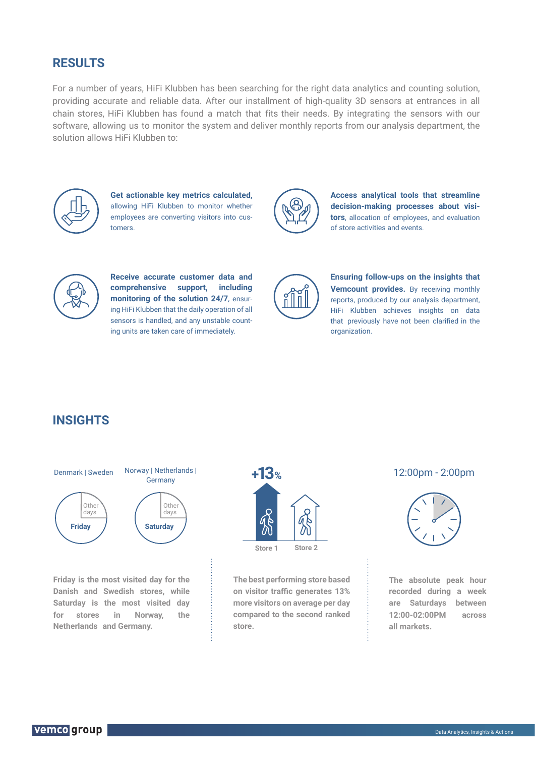## RESULTS

For a number of years, HiFi Klubben has been searching for the right data analytics and counting solution, providing accurate and reliable data. After our installment of high-quality 3D sensors at entrances in all chain stores, HiFi Klubben has found a match that fits their needs. By integrating the sensors with our software, allowing us to monitor the system and deliver monthly reports from our analysis department, the solution allows HiFi Klubben to:

**Get actionable key metrics calculated,** allowing HiFi Klubben to monitor whether employees are converting visitors into customers.

**Access analytical tools that streamline decision-making processes about visitors**, allocation of employees, and evaluation of store activities and events.

**Receive accurate customer data and comprehensive support, including monitoring of the solution 24/7**, ensuring HiFi Klubben that the daily operation of all sensors is handled, and any unstable counting units are taken care of immediately.

**Ensuring follow-ups on the insights that Vemcount provides.** By receiving monthly reports, produced by our analysis department, HiFi Klubben achieves insights on data that previously have not been clarified in the organization.

## INSIGHTS

Denmark | Sweden: Friday / Other days

Norway | Netherlands | Germany: Saturday / Other days

**Friday is the most visited day for the Danish and Swedish stores, while Saturday is the most visited day for stores in Norway, the Netherlands and Germany.**

+13%

Store 1 | Store 2

**The best performing store based on visitor traffic generates 13% more visitors on average per day compared to the second ranked store.**

12:00pm - 2:00pm

**The absolute peak hour recorded during a week are Saturdays between 12:00-02:00PM across all markets.**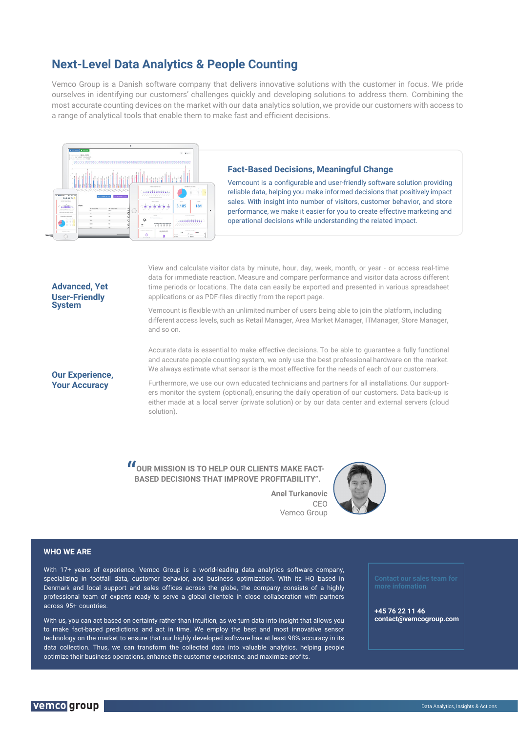# Next-Level Data Analytics & People Counting

Vemco Group is a Danish software company that delivers innovative solutions with the customer in focus. We pride ourselves in identifying our customers' challenges quickly and developing solutions to address them. Combining the most accurate counting devices on the market with our data analytics solution, we provide our customers with access to a range of analytical tools that enable them to make fast and efficient decisions.

## Fact-Based Decisions, Meaningful Change

Vemcount is a configurable and user-friendly software solution providing reliable data, helping you make informed decisions that positively impact sales. With insight into number of visitors, customer behavior, and store performance, we make it easier for you to create effective marketing and operational decisions while understanding the related impact.

## Advanced, Yet User-Friendly System

View and calculate visitor data by minute, hour, day, week, month, or year - or access real-time data for immediate reaction. Measure and compare performance and visitor data across different time periods or locations. The data can easily be exported and presented in various spreadsheet applications or as PDF-files directly from the report page.

Vemcount is flexible with an unlimited number of users being able to join the platform, including different access levels, such as Retail Manager, Area Market Manager, ITManager, Store Manager, and so on.

## Our Experience, Your Accuracy

Accurate data is essential to make effective decisions. To be able to guarantee a fully functional and accurate people counting system, we only use the best professional hardware on the market. We always estimate what sensor is the most effective for the needs of each of our customers.

Furthermore, we use our own educated technicians and partners for all installations. Our supporters monitor the system (optional), ensuring the daily operation of our customers. Data back-up is either made at a local server (private solution) or by our data center and external servers (cloud solution).

> "OUR MISSION IS TO HELP OUR CLIENTS MAKE FACT-BASED DECISIONS THAT IMPROVE PROFITABILITY".
>
> **Anel Turkanovic**
> CEO
> Vemco Group

## WHO WE ARE

With 17+ years of experience, Vemco Group is a world-leading data analytics software company, specializing in footfall data, customer behavior, and business optimization. With its HQ based in Denmark and local support and sales offices across the globe, the company consists of a highly professional team of experts ready to serve a global clientele in close collaboration with partners across 95+ countries.

With us, you can act based on certainty rather than intuition, as we turn data into insight that allows you to make fact-based predictions and act in time. We employ the best and most innovative sensor technology on the market to ensure that our highly developed software has at least 98% accuracy in its data collection. Thus, we can transform the collected data into valuable analytics, helping people optimize their business operations, enhance the customer experience, and maximize profits.

**Contact our sales team for more infomation**

**+45 76 22 11 46**
**contact@vemcogroup.com**

vemco group

Data Analytics, Insights & Actions